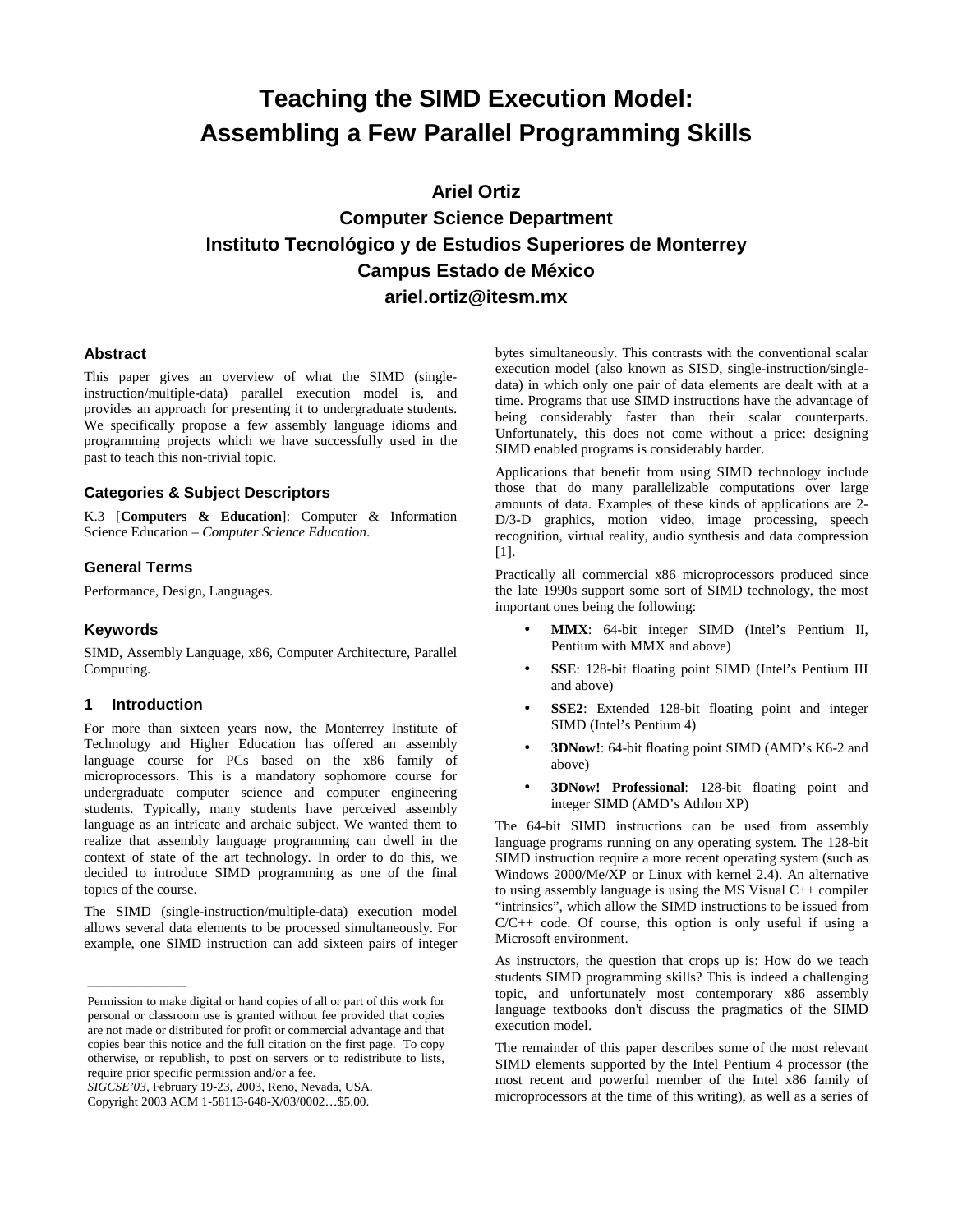# Teaching the SIMD Execution Model: Assembling a Few Parallel Programming Skills

**Ariel Ortiz**
**Computer Science Department**
**Instituto Tecnológico y de Estudios Superiores de Monterrey**
**Campus Estado de México**
**ariel.ortiz@itesm.mx**

### Abstract

This paper gives an overview of what the SIMD (single-instruction/multiple-data) parallel execution model is, and provides an approach for presenting it to undergraduate students. We specifically propose a few assembly language idioms and programming projects which we have successfully used in the past to teach this non-trivial topic.

### Categories & Subject Descriptors

K.3 [**Computers & Education**]: Computer & Information Science Education – *Computer Science Education*.

### General Terms

Performance, Design, Languages.

### Keywords

SIMD, Assembly Language, x86, Computer Architecture, Parallel Computing.

## 1 Introduction

For more than sixteen years now, the Monterrey Institute of Technology and Higher Education has offered an assembly language course for PCs based on the x86 family of microprocessors. This is a mandatory sophomore course for undergraduate computer science and computer engineering students. Typically, many students have perceived assembly language as an intricate and archaic subject. We wanted them to realize that assembly language programming can dwell in the context of state of the art technology. In order to do this, we decided to introduce SIMD programming as one of the final topics of the course.

The SIMD (single-instruction/multiple-data) execution model allows several data elements to be processed simultaneously. For example, one SIMD instruction can add sixteen pairs of integer bytes simultaneously. This contrasts with the conventional scalar execution model (also known as SISD, single-instruction/single-data) in which only one pair of data elements are dealt with at a time. Programs that use SIMD instructions have the advantage of being considerably faster than their scalar counterparts. Unfortunately, this does not come without a price: designing SIMD enabled programs is considerably harder.

Applications that benefit from using SIMD technology include those that do many parallelizable computations over large amounts of data. Examples of these kinds of applications are 2-D/3-D graphics, motion video, image processing, speech recognition, virtual reality, audio synthesis and data compression [1].

Practically all commercial x86 microprocessors produced since the late 1990s support some sort of SIMD technology, the most important ones being the following:

- **MMX**: 64-bit integer SIMD (Intel's Pentium II, Pentium with MMX and above)
- **SSE**: 128-bit floating point SIMD (Intel's Pentium III and above)
- **SSE2**: Extended 128-bit floating point and integer SIMD (Intel's Pentium 4)
- **3DNow!**: 64-bit floating point SIMD (AMD's K6-2 and above)
- **3DNow! Professional**: 128-bit floating point and integer SIMD (AMD's Athlon XP)

The 64-bit SIMD instructions can be used from assembly language programs running on any operating system. The 128-bit SIMD instruction require a more recent operating system (such as Windows 2000/Me/XP or Linux with kernel 2.4). An alternative to using assembly language is using the MS Visual C++ compiler "intrinsics", which allow the SIMD instructions to be issued from C/C++ code. Of course, this option is only useful if using a Microsoft environment.

As instructors, the question that crops up is: How do we teach students SIMD programming skills? This is indeed a challenging topic, and unfortunately most contemporary x86 assembly language textbooks don't discuss the pragmatics of the SIMD execution model.

The remainder of this paper describes some of the most relevant SIMD elements supported by the Intel Pentium 4 processor (the most recent and powerful member of the Intel x86 family of microprocessors at the time of this writing), as well as a series of

---

Permission to make digital or hand copies of all or part of this work for personal or classroom use is granted without fee provided that copies are not made or distributed for profit or commercial advantage and that copies bear this notice and the full citation on the first page. To copy otherwise, or republish, to post on servers or to redistribute to lists, require prior specific permission and/or a fee.
*SIGCSE'03*, February 19-23, 2003, Reno, Nevada, USA.
Copyright 2003 ACM 1-58113-648-X/03/0002…$5.00.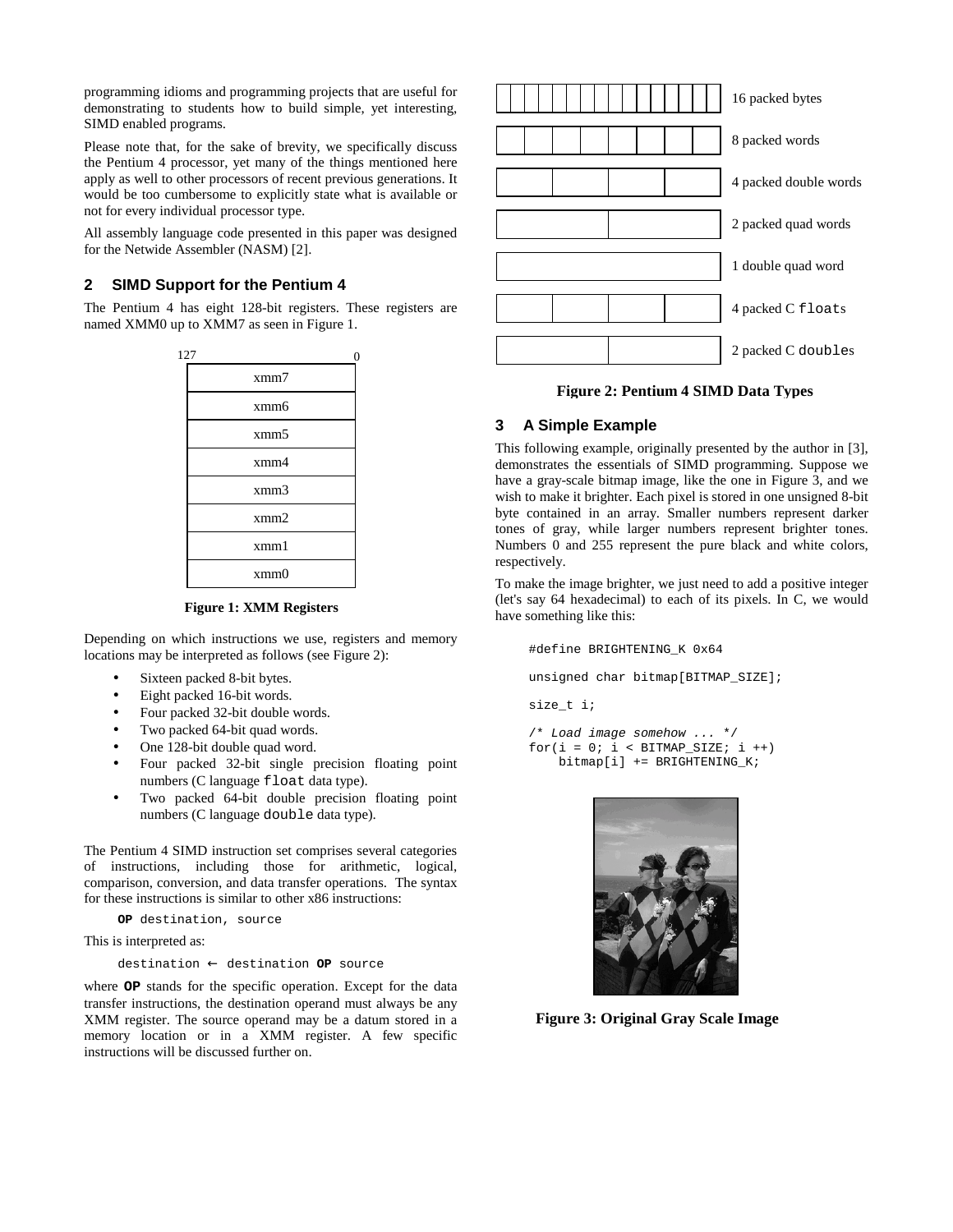programming idioms and programming projects that are useful for demonstrating to students how to build simple, yet interesting, SIMD enabled programs.

Please note that, for the sake of brevity, we specifically discuss the Pentium 4 processor, yet many of the things mentioned here apply as well to other processors of recent previous generations. It would be too cumbersome to explicitly state what is available or not for every individual processor type.

All assembly language code presented in this paper was designed for the Netwide Assembler (NASM) [2].

## 2 SIMD Support for the Pentium 4

The Pentium 4 has eight 128-bit registers. These registers are named XMM0 up to XMM7 as seen in Figure 1.

| 127 — 0 |
|---|
| xmm7 |
| xmm6 |
| xmm5 |
| xmm4 |
| xmm3 |
| xmm2 |
| xmm1 |
| xmm0 |

**Figure 1: XMM Registers**

Depending on which instructions we use, registers and memory locations may be interpreted as follows (see Figure 2):

- Sixteen packed 8-bit bytes.
- Eight packed 16-bit words.
- Four packed 32-bit double words.
- Two packed 64-bit quad words.
- One 128-bit double quad word.
- Four packed 32-bit single precision floating point numbers (C language `float` data type).
- Two packed 64-bit double precision floating point numbers (C language `double` data type).

The Pentium 4 SIMD instruction set comprises several categories of instructions, including those for arithmetic, logical, comparison, conversion, and data transfer operations. The syntax for these instructions is similar to other x86 instructions:

```
OP destination, source
```

This is interpreted as:

```
destination ← destination OP source
```

where **OP** stands for the specific operation. Except for the data transfer instructions, the destination operand must always be any XMM register. The source operand may be a datum stored in a memory location or in a XMM register. A few specific instructions will be discussed further on.

16 packed bytes

8 packed words

4 packed double words

2 packed quad words

1 double quad word

4 packed C `float`s

2 packed C `double`s

**Figure 2: Pentium 4 SIMD Data Types**

## 3 A Simple Example

This following example, originally presented by the author in [3], demonstrates the essentials of SIMD programming. Suppose we have a gray-scale bitmap image, like the one in Figure 3, and we wish to make it brighter. Each pixel is stored in one unsigned 8-bit byte contained in an array. Smaller numbers represent darker tones of gray, while larger numbers represent brighter tones. Numbers 0 and 255 represent the pure black and white colors, respectively.

To make the image brighter, we just need to add a positive integer (let's say 64 hexadecimal) to each of its pixels. In C, we would have something like this:

```
#define BRIGHTENING_K 0x64

unsigned char bitmap[BITMAP_SIZE];

size_t i;

/* Load image somehow ... */
for(i = 0; i < BITMAP_SIZE; i ++)
    bitmap[i] += BRIGHTENING_K;
```

**Figure 3: Original Gray Scale Image**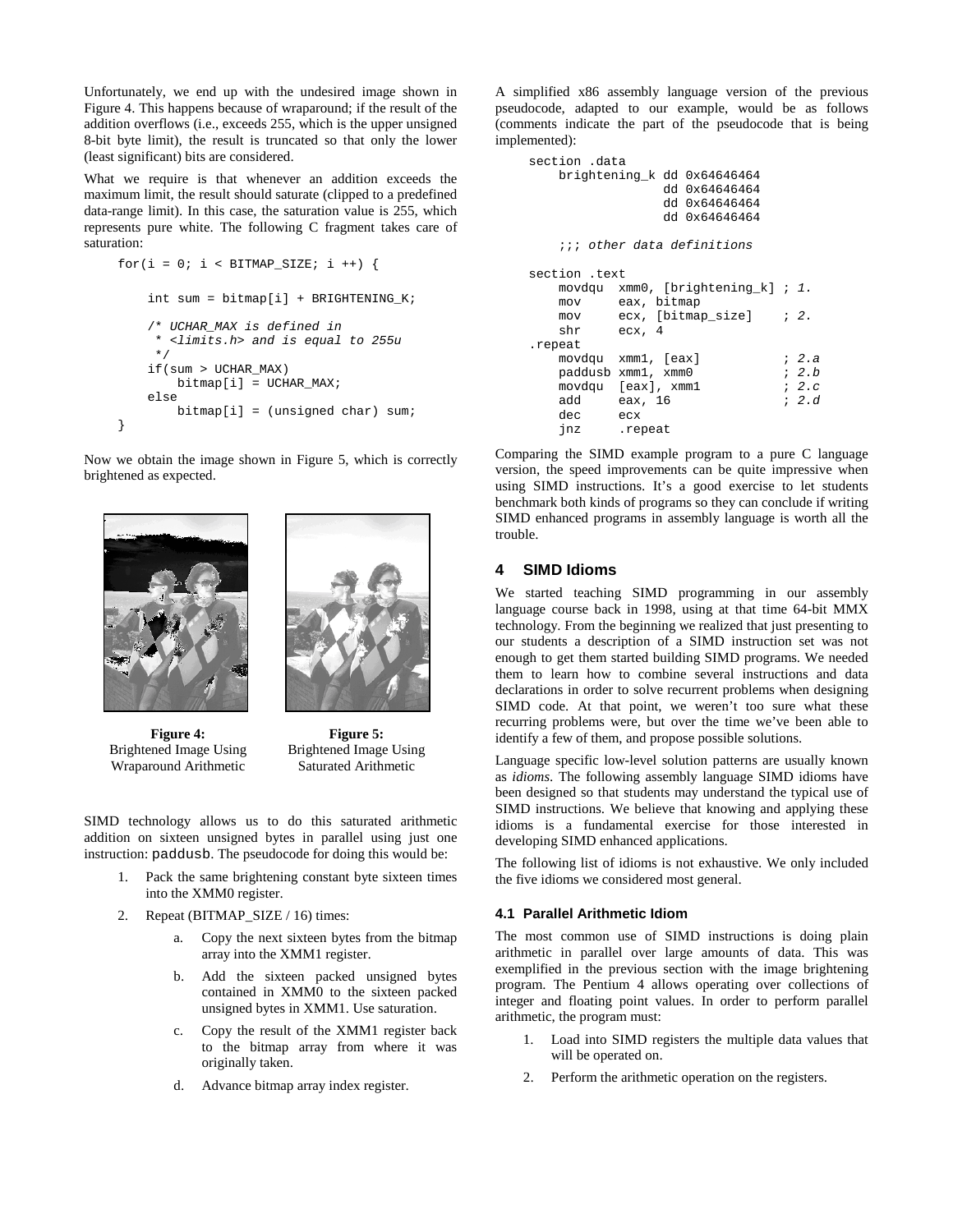Unfortunately, we end up with the undesired image shown in Figure 4. This happens because of wraparound; if the result of the addition overflows (i.e., exceeds 255, which is the upper unsigned 8-bit byte limit), the result is truncated so that only the lower (least significant) bits are considered.

What we require is that whenever an addition exceeds the maximum limit, the result should saturate (clipped to a predefined data-range limit). In this case, the saturation value is 255, which represents pure white. The following C fragment takes care of saturation:

```
for(i = 0; i < BITMAP_SIZE; i ++) {

    int sum = bitmap[i] + BRIGHTENING_K;

    /* UCHAR_MAX is defined in
     * <limits.h> and is equal to 255u
     */
    if(sum > UCHAR_MAX)
        bitmap[i] = UCHAR_MAX;
    else
        bitmap[i] = (unsigned char) sum;
}
```

Now we obtain the image shown in Figure 5, which is correctly brightened as expected.

**Figure 4:** Brightened Image Using Wraparound Arithmetic

**Figure 5:** Brightened Image Using Saturated Arithmetic

SIMD technology allows us to do this saturated arithmetic addition on sixteen unsigned bytes in parallel using just one instruction: `paddusb`. The pseudocode for doing this would be:

1. Pack the same brightening constant byte sixteen times into the XMM0 register.
2. Repeat (BITMAP_SIZE / 16) times:
    a. Copy the next sixteen bytes from the bitmap array into the XMM1 register.
    b. Add the sixteen packed unsigned bytes contained in XMM0 to the sixteen packed unsigned bytes in XMM1. Use saturation.
    c. Copy the result of the XMM1 register back to the bitmap array from where it was originally taken.
    d. Advance bitmap array index register.

A simplified x86 assembly language version of the previous pseudocode, adapted to our example, would be as follows (comments indicate the part of the pseudocode that is being implemented):

```
section .data
    brightening_k dd 0x64646464
                  dd 0x64646464
                  dd 0x64646464
                  dd 0x64646464

    ;;; other data definitions

section .text
    movdqu  xmm0, [brightening_k] ; 1.
    mov     eax, bitmap
    mov     ecx, [bitmap_size]    ; 2.
    shr     ecx, 4
.repeat
    movdqu  xmm1, [eax]           ; 2.a
    paddusb xmm1, xmm0            ; 2.b
    movdqu  [eax], xmm1           ; 2.c
    add     eax, 16               ; 2.d
    dec     ecx
    jnz     .repeat
```

Comparing the SIMD example program to a pure C language version, the speed improvements can be quite impressive when using SIMD instructions. It's a good exercise to let students benchmark both kinds of programs so they can conclude if writing SIMD enhanced programs in assembly language is worth all the trouble.

## 4 SIMD Idioms

We started teaching SIMD programming in our assembly language course back in 1998, using at that time 64-bit MMX technology. From the beginning we realized that just presenting to our students a description of a SIMD instruction set was not enough to get them started building SIMD programs. We needed them to learn how to combine several instructions and data declarations in order to solve recurrent problems when designing SIMD code. At that point, we weren't too sure what these recurring problems were, but over the time we've been able to identify a few of them, and propose possible solutions.

Language specific low-level solution patterns are usually known as *idioms*. The following assembly language SIMD idioms have been designed so that students may understand the typical use of SIMD instructions. We believe that knowing and applying these idioms is a fundamental exercise for those interested in developing SIMD enhanced applications.

The following list of idioms is not exhaustive. We only included the five idioms we considered most general.

### 4.1 Parallel Arithmetic Idiom

The most common use of SIMD instructions is doing plain arithmetic in parallel over large amounts of data. This was exemplified in the previous section with the image brightening program. The Pentium 4 allows operating over collections of integer and floating point values. In order to perform parallel arithmetic, the program must:

1. Load into SIMD registers the multiple data values that will be operated on.
2. Perform the arithmetic operation on the registers.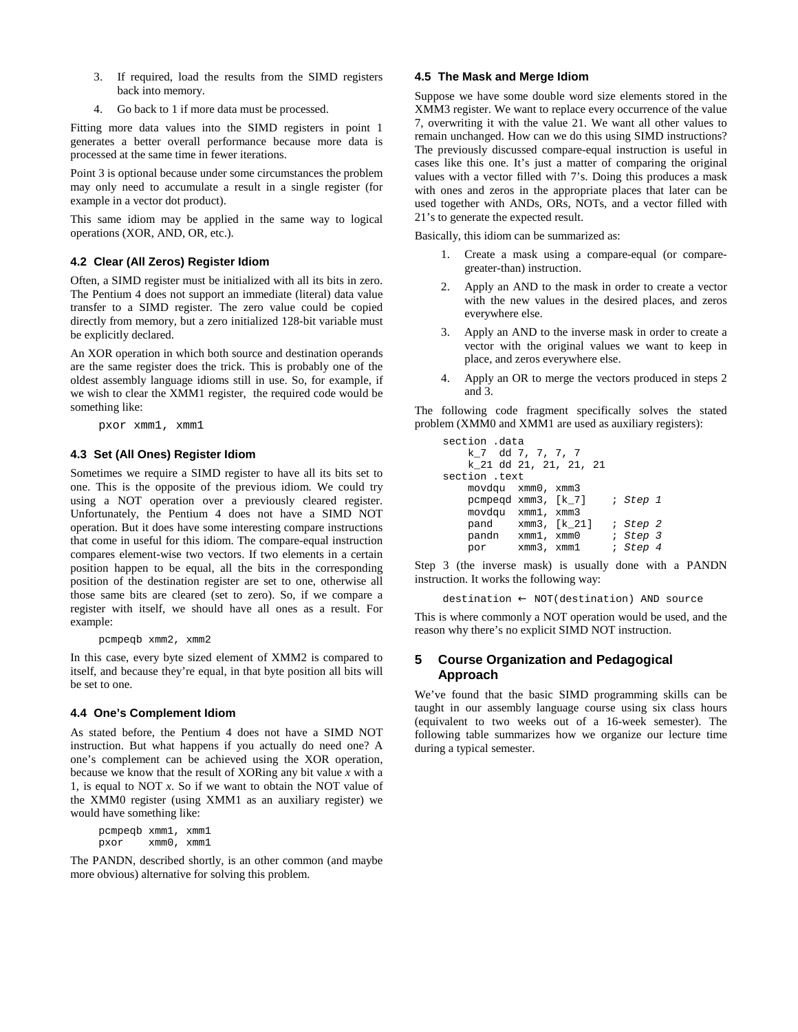3. If required, load the results from the SIMD registers back into memory.
4. Go back to 1 if more data must be processed.

Fitting more data values into the SIMD registers in point 1 generates a better overall performance because more data is processed at the same time in fewer iterations.

Point 3 is optional because under some circumstances the problem may only need to accumulate a result in a single register (for example in a vector dot product).

This same idiom may be applied in the same way to logical operations (XOR, AND, OR, etc.).

### 4.2 Clear (All Zeros) Register Idiom

Often, a SIMD register must be initialized with all its bits in zero. The Pentium 4 does not support an immediate (literal) data value transfer to a SIMD register. The zero value could be copied directly from memory, but a zero initialized 128-bit variable must be explicitly declared.

An XOR operation in which both source and destination operands are the same register does the trick. This is probably one of the oldest assembly language idioms still in use. So, for example, if we wish to clear the XMM1 register, the required code would be something like:

```
pxor xmm1, xmm1
```

### 4.3 Set (All Ones) Register Idiom

Sometimes we require a SIMD register to have all its bits set to one. This is the opposite of the previous idiom. We could try using a NOT operation over a previously cleared register. Unfortunately, the Pentium 4 does not have a SIMD NOT operation. But it does have some interesting compare instructions that come in useful for this idiom. The compare-equal instruction compares element-wise two vectors. If two elements in a certain position happen to be equal, all the bits in the corresponding position of the destination register are set to one, otherwise all those same bits are cleared (set to zero). So, if we compare a register with itself, we should have all ones as a result. For example:

```
pcmpeqb xmm2, xmm2
```

In this case, every byte sized element of XMM2 is compared to itself, and because they're equal, in that byte position all bits will be set to one.

### 4.4 One's Complement Idiom

As stated before, the Pentium 4 does not have a SIMD NOT instruction. But what happens if you actually do need one? A one's complement can be achieved using the XOR operation, because we know that the result of XORing any bit value $x$ with a 1, is equal to NOT $x$. So if we want to obtain the NOT value of the XMM0 register (using XMM1 as an auxiliary register) we would have something like:

```
pcmpeqb xmm1, xmm1
pxor    xmm0, xmm1
```

The PANDN, described shortly, is an other common (and maybe more obvious) alternative for solving this problem.

### 4.5 The Mask and Merge Idiom

Suppose we have some double word size elements stored in the XMM3 register. We want to replace every occurrence of the value 7, overwriting it with the value 21. We want all other values to remain unchanged. How can we do this using SIMD instructions? The previously discussed compare-equal instruction is useful in cases like this one. It's just a matter of comparing the original values with a vector filled with 7's. Doing this produces a mask with ones and zeros in the appropriate places that later can be used together with ANDs, ORs, NOTs, and a vector filled with 21's to generate the expected result.

Basically, this idiom can be summarized as:

1. Create a mask using a compare-equal (or compare-greater-than) instruction.
2. Apply an AND to the mask in order to create a vector with the new values in the desired places, and zeros everywhere else.
3. Apply an AND to the inverse mask in order to create a vector with the original values we want to keep in place, and zeros everywhere else.
4. Apply an OR to merge the vectors produced in steps 2 and 3.

The following code fragment specifically solves the stated problem (XMM0 and XMM1 are used as auxiliary registers):

```
section .data
    k_7  dd 7, 7, 7, 7
    k_21 dd 21, 21, 21, 21
section .text
    movdqu  xmm0, xmm3
    pcmpeqd xmm3, [k_7]     ; Step 1
    movdqu  xmm1, xmm3
    pand    xmm3, [k_21]    ; Step 2
    pandn   xmm1, xmm0      ; Step 3
    por     xmm3, xmm1      ; Step 4
```

Step 3 (the inverse mask) is usually done with a PANDN instruction. It works the following way:

```
destination ← NOT(destination) AND source
```

This is where commonly a NOT operation would be used, and the reason why there's no explicit SIMD NOT instruction.

## 5 Course Organization and Pedagogical Approach

We've found that the basic SIMD programming skills can be taught in our assembly language course using six class hours (equivalent to two weeks out of a 16-week semester). The following table summarizes how we organize our lecture time during a typical semester.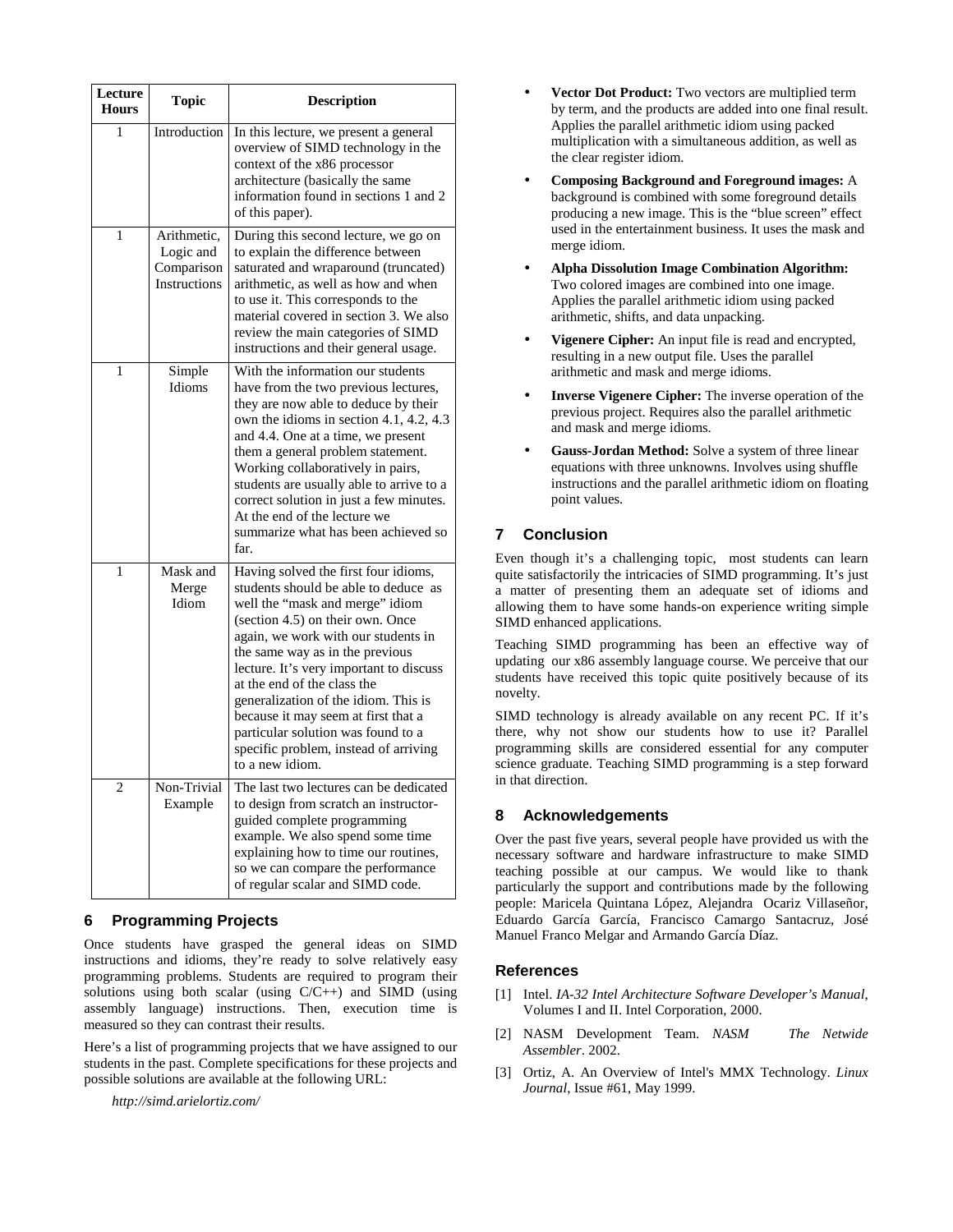| Lecture Hours | Topic | Description |
|---|---|---|
| 1 | Introduction | In this lecture, we present a general overview of SIMD technology in the context of the x86 processor architecture (basically the same information found in sections 1 and 2 of this paper). |
| 1 | Arithmetic, Logic and Comparison Instructions | During this second lecture, we go on to explain the difference between saturated and wraparound (truncated) arithmetic, as well as how and when to use it. This corresponds to the material covered in section 3. We also review the main categories of SIMD instructions and their general usage. |
| 1 | Simple Idioms | With the information our students have from the two previous lectures, they are now able to deduce by their own the idioms in section 4.1, 4.2, 4.3 and 4.4. One at a time, we present them a general problem statement. Working collaboratively in pairs, students are usually able to arrive to a correct solution in just a few minutes. At the end of the lecture we summarize what has been achieved so far. |
| 1 | Mask and Merge Idiom | Having solved the first four idioms, students should be able to deduce as well the "mask and merge" idiom (section 4.5) on their own. Once again, we work with our students in the same way as in the previous lecture. It's very important to discuss at the end of the class the generalization of the idiom. This is because it may seem at first that a particular solution was found to a specific problem, instead of arriving to a new idiom. |
| 2 | Non-Trivial Example | The last two lectures can be dedicated to design from scratch an instructor-guided complete programming example. We also spend some time explaining how to time our routines, so we can compare the performance of regular scalar and SIMD code. |

## 6 Programming Projects

Once students have grasped the general ideas on SIMD instructions and idioms, they're ready to solve relatively easy programming problems. Students are required to program their solutions using both scalar (using C/C++) and SIMD (using assembly language) instructions. Then, execution time is measured so they can contrast their results.

Here's a list of programming projects that we have assigned to our students in the past. Complete specifications for these projects and possible solutions are available at the following URL:

*http://simd.arielortiz.com/*

- **Vector Dot Product:** Two vectors are multiplied term by term, and the products are added into one final result. Applies the parallel arithmetic idiom using packed multiplication with a simultaneous addition, as well as the clear register idiom.
- **Composing Background and Foreground images:** A background is combined with some foreground details producing a new image. This is the "blue screen" effect used in the entertainment business. It uses the mask and merge idiom.
- **Alpha Dissolution Image Combination Algorithm:** Two colored images are combined into one image. Applies the parallel arithmetic idiom using packed arithmetic, shifts, and data unpacking.
- **Vigenere Cipher:** An input file is read and encrypted, resulting in a new output file. Uses the parallel arithmetic and mask and merge idioms.
- **Inverse Vigenere Cipher:** The inverse operation of the previous project. Requires also the parallel arithmetic and mask and merge idioms.
- **Gauss-Jordan Method:** Solve a system of three linear equations with three unknowns. Involves using shuffle instructions and the parallel arithmetic idiom on floating point values.

## 7 Conclusion

Even though it's a challenging topic, most students can learn quite satisfactorily the intricacies of SIMD programming. It's just a matter of presenting them an adequate set of idioms and allowing them to have some hands-on experience writing simple SIMD enhanced applications.

Teaching SIMD programming has been an effective way of updating our x86 assembly language course. We perceive that our students have received this topic quite positively because of its novelty.

SIMD technology is already available on any recent PC. If it's there, why not show our students how to use it? Parallel programming skills are considered essential for any computer science graduate. Teaching SIMD programming is a step forward in that direction.

## 8 Acknowledgements

Over the past five years, several people have provided us with the necessary software and hardware infrastructure to make SIMD teaching possible at our campus. We would like to thank particularly the support and contributions made by the following people: Maricela Quintana López, Alejandra Ocariz Villaseñor, Eduardo García García, Francisco Camargo Santacruz, José Manuel Franco Melgar and Armando García Díaz.

## References

[1] Intel. *IA-32 Intel Architecture Software Developer's Manual*, Volumes I and II. Intel Corporation, 2000.

[2] NASM Development Team. *NASM The Netwide Assembler*. 2002.

[3] Ortiz, A. An Overview of Intel's MMX Technology. *Linux Journal*, Issue #61, May 1999.